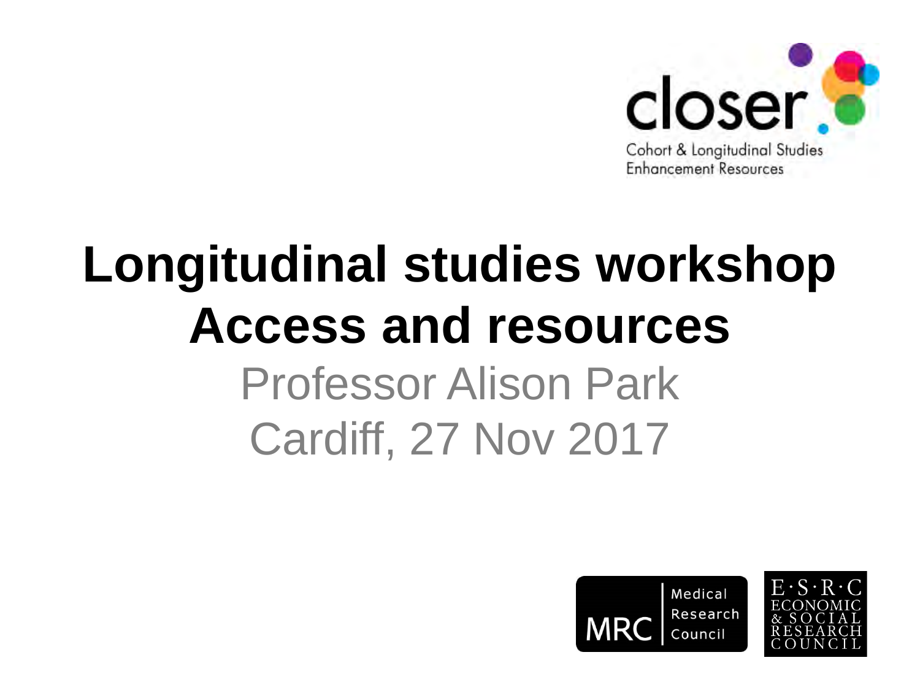closer

Cohort & Longitudinal Studies Enhancement Resources

# Longitudinal studies workshop
# Access and resources

Professor Alison Park

Cardiff, 27 Nov 2017

MRC Medical Research Council

E·S·R·C ECONOMIC & SOCIAL RESEARCH COUNCIL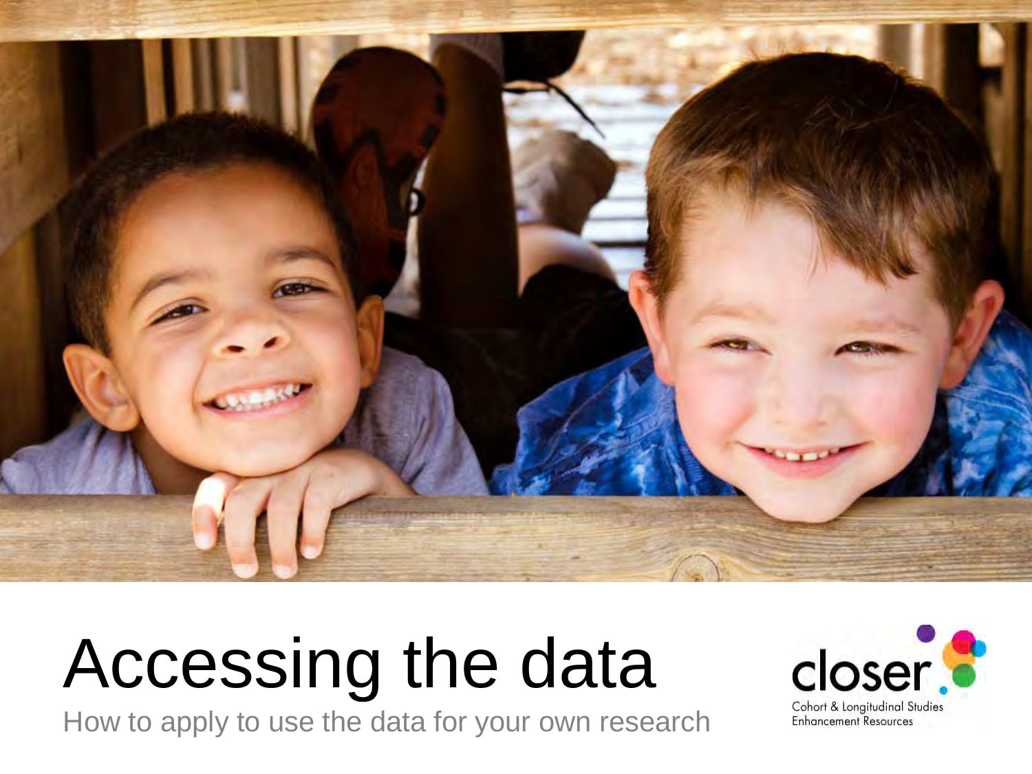# Accessing the data

How to apply to use the data for your own research

closer

Cohort & Longitudinal Studies Enhancement Resources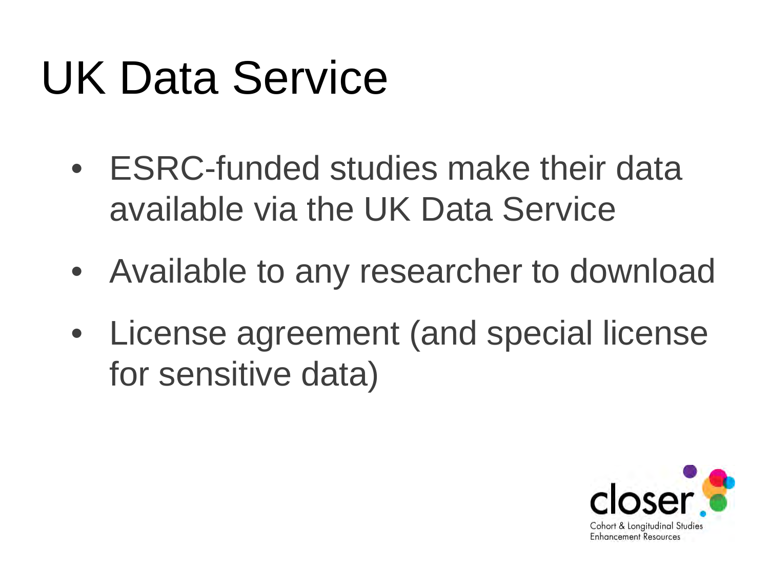# UK Data Service

- ESRC-funded studies make their data available via the UK Data Service
- Available to any researcher to download
- License agreement (and special license for sensitive data)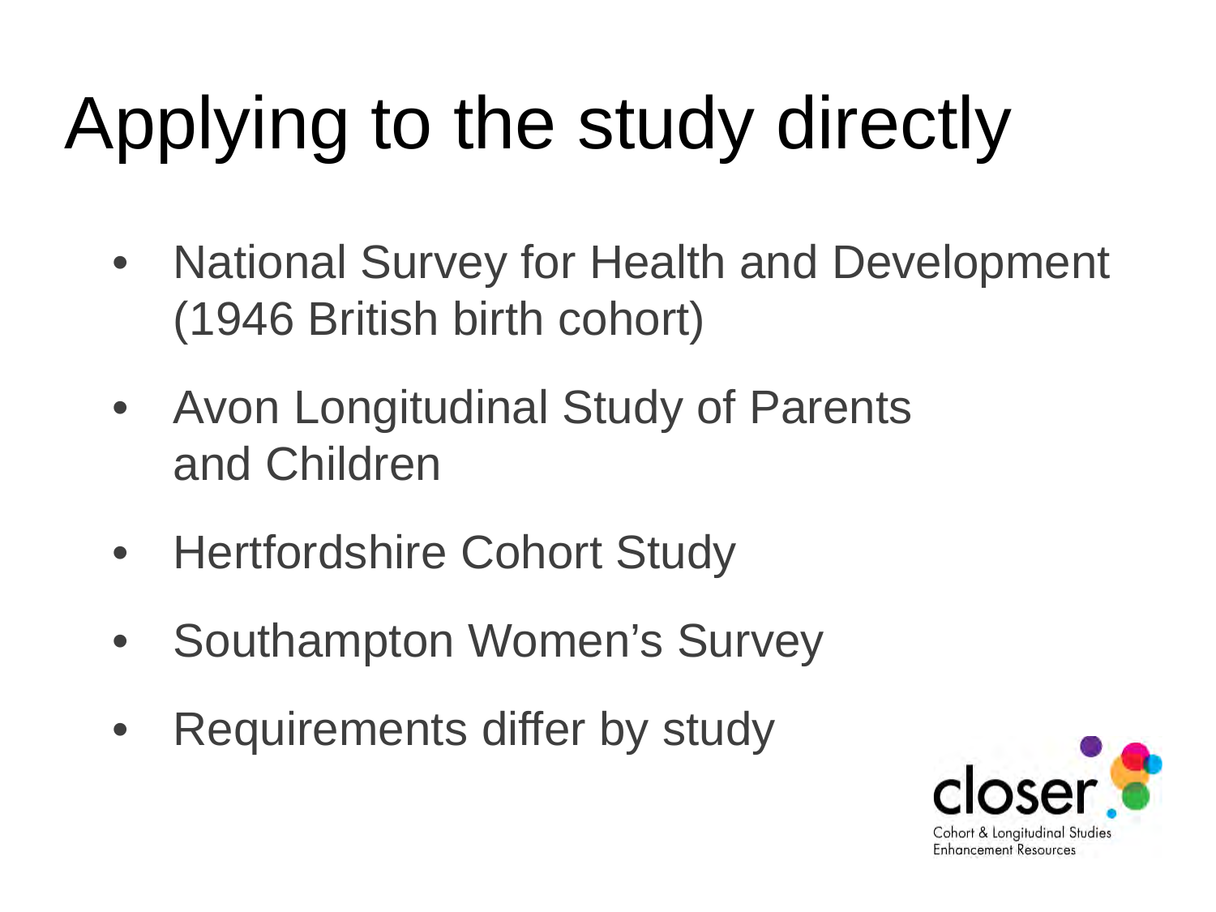# Applying to the study directly

- National Survey for Health and Development (1946 British birth cohort)
- Avon Longitudinal Study of Parents and Children
- Hertfordshire Cohort Study
- Southampton Women's Survey
- Requirements differ by study

closer
Cohort & Longitudinal Studies Enhancement Resources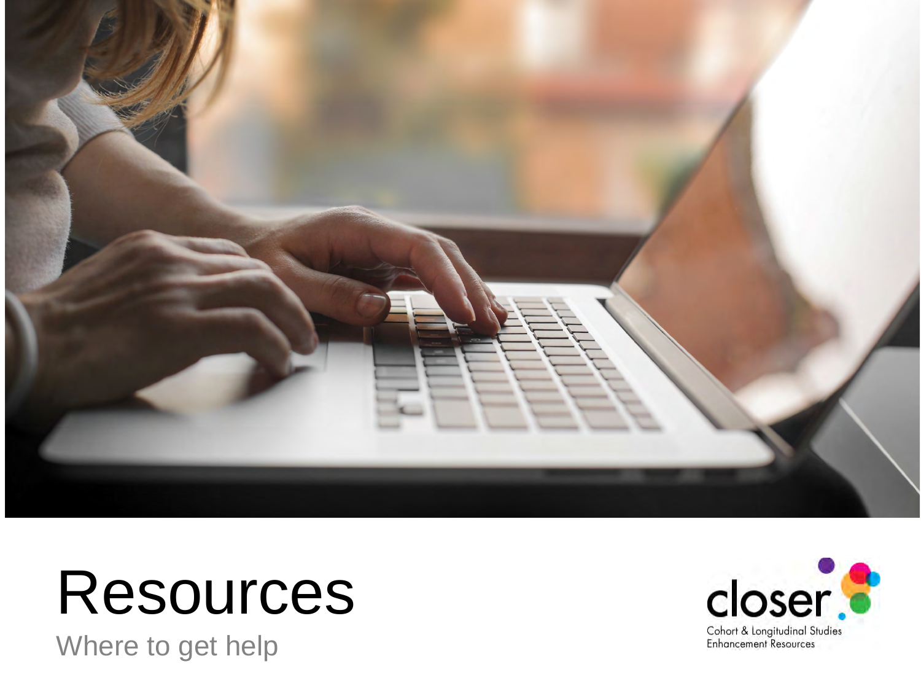# Resources

Where to get help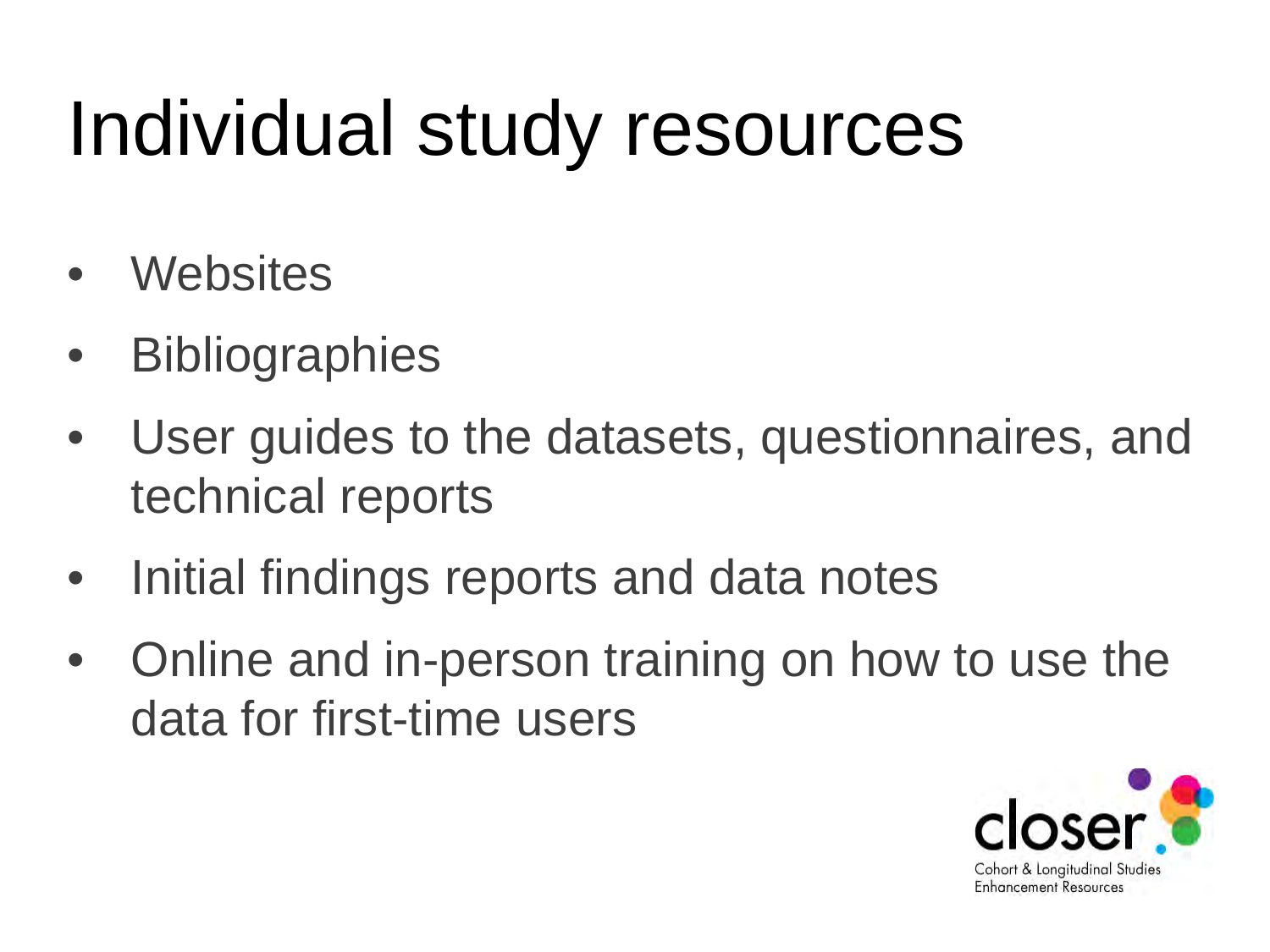# Individual study resources

- Websites
- Bibliographies
- User guides to the datasets, questionnaires, and technical reports
- Initial findings reports and data notes
- Online and in-person training on how to use the data for first-time users

closer
Cohort & Longitudinal Studies Enhancement Resources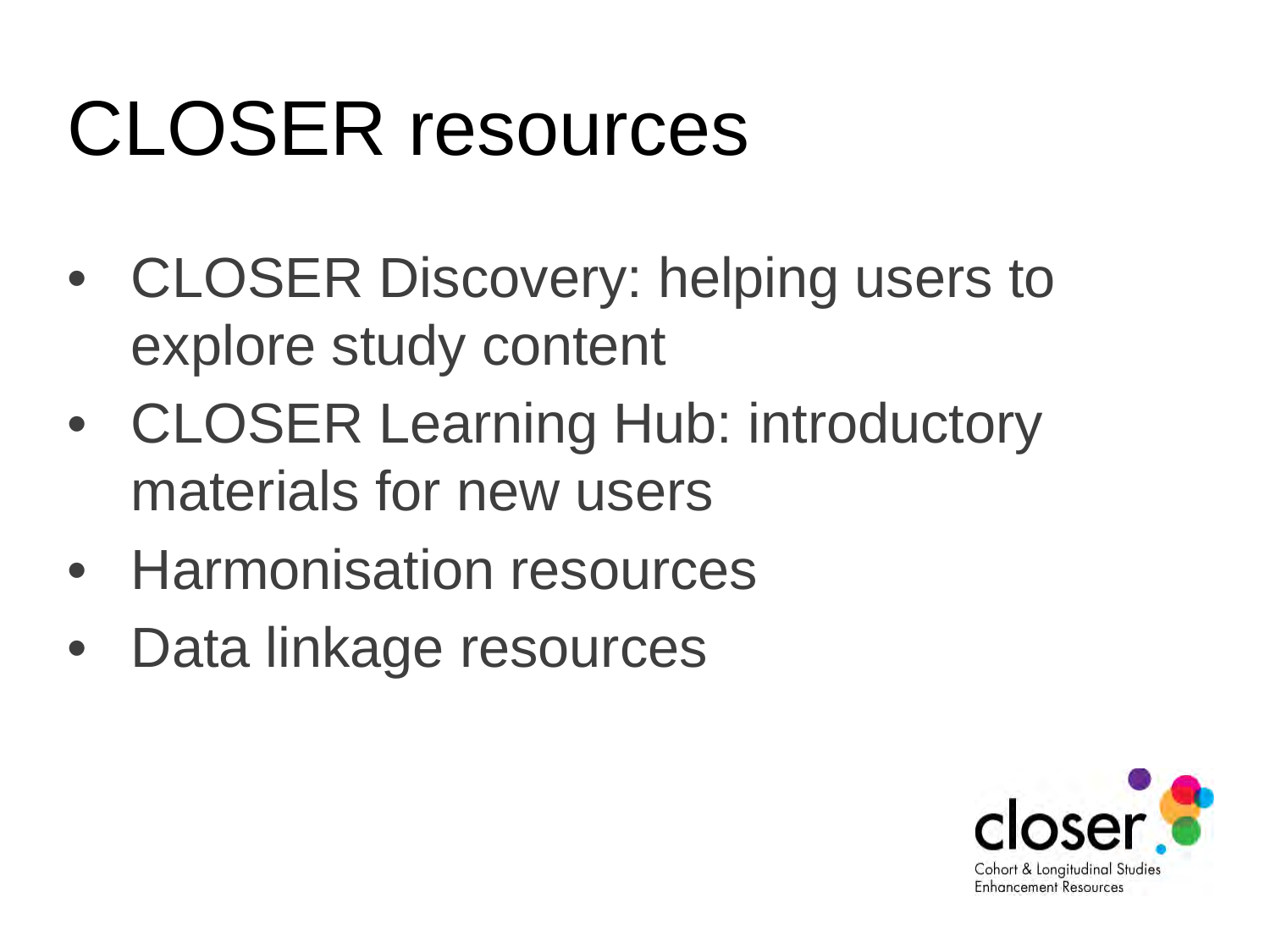# CLOSER resources

- CLOSER Discovery: helping users to explore study content
- CLOSER Learning Hub: introductory materials for new users
- Harmonisation resources
- Data linkage resources

closer

Cohort & Longitudinal Studies Enhancement Resources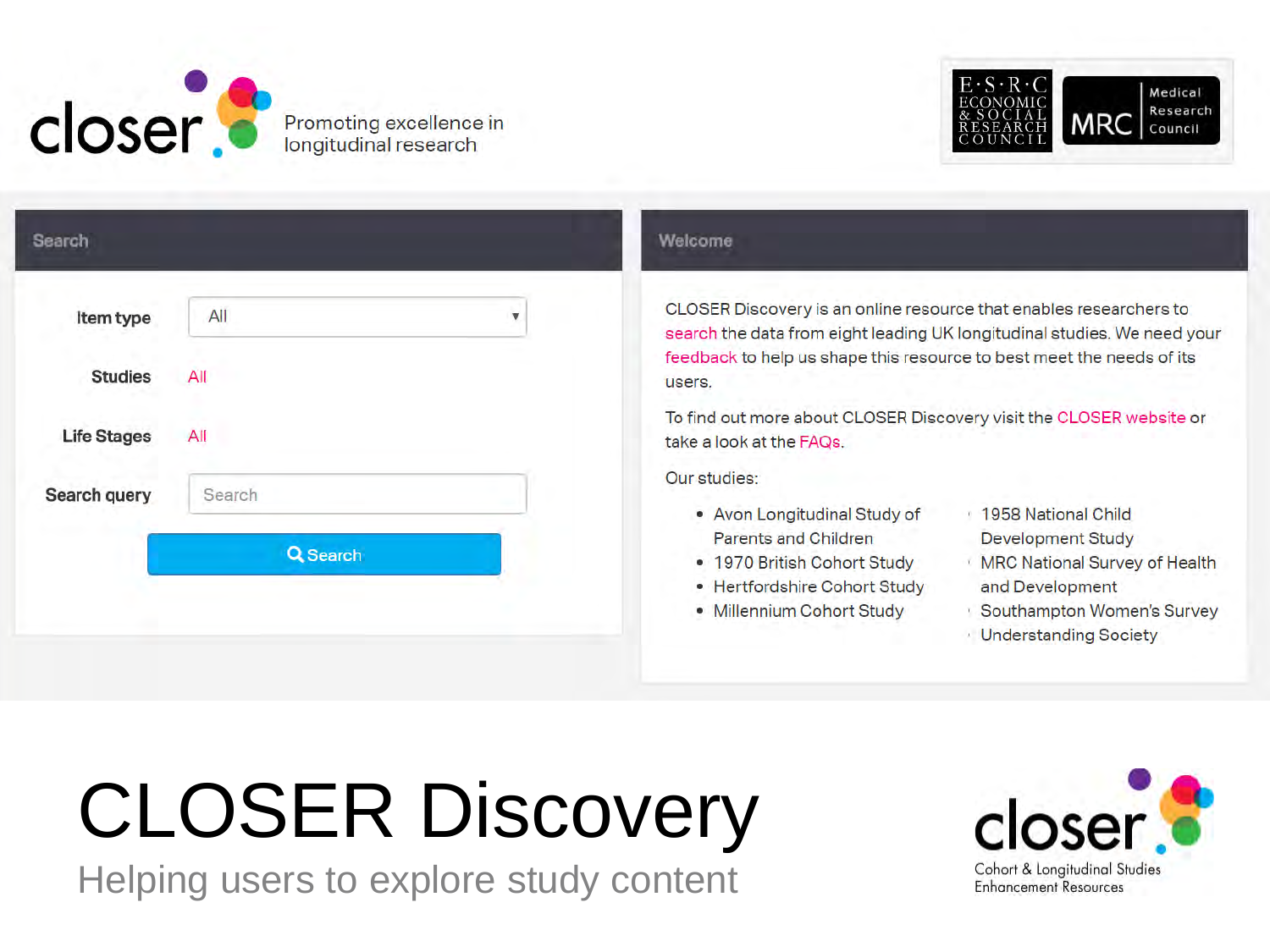closer

Promoting excellence in longitudinal research

E·S·R·C ECONOMIC & SOCIAL RESEARCH COUNCIL

MRC Medical Research Council

**Search**

Item type: All

Studies: All

Life Stages: All

Search query: Search

Search

**Welcome**

CLOSER Discovery is an online resource that enables researchers to search the data from eight leading UK longitudinal studies. We need your feedback to help us shape this resource to best meet the needs of its users.

To find out more about CLOSER Discovery visit the CLOSER website or take a look at the FAQs.

Our studies:

- Avon Longitudinal Study of Parents and Children
- 1970 British Cohort Study
- Hertfordshire Cohort Study
- Millennium Cohort Study
- 1958 National Child Development Study
- MRC National Survey of Health and Development
- Southampton Women's Survey
- Understanding Society

# CLOSER Discovery

Helping users to explore study content

closer

Cohort & Longitudinal Studies Enhancement Resources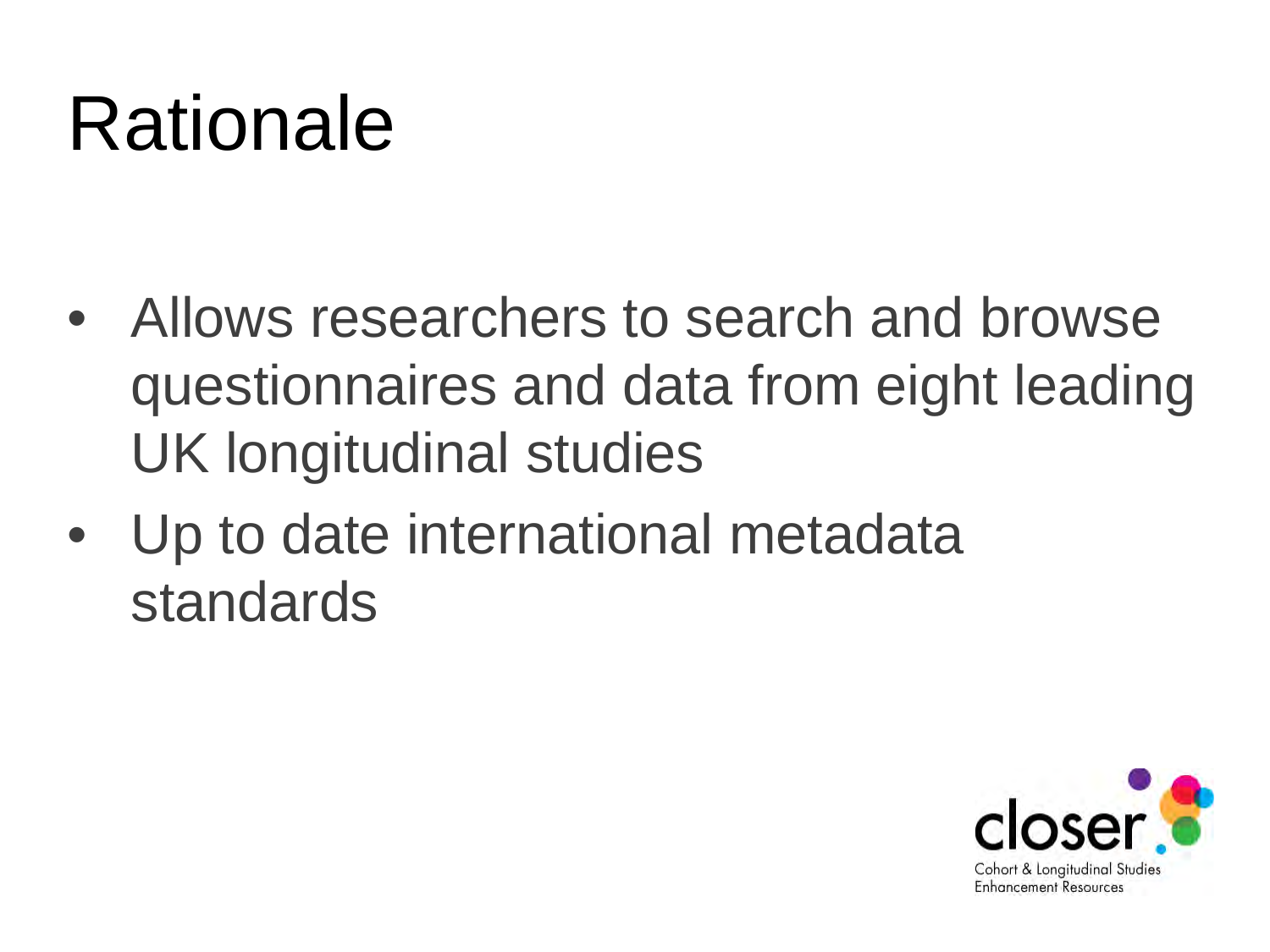# Rationale

- Allows researchers to search and browse questionnaires and data from eight leading UK longitudinal studies
- Up to date international metadata standards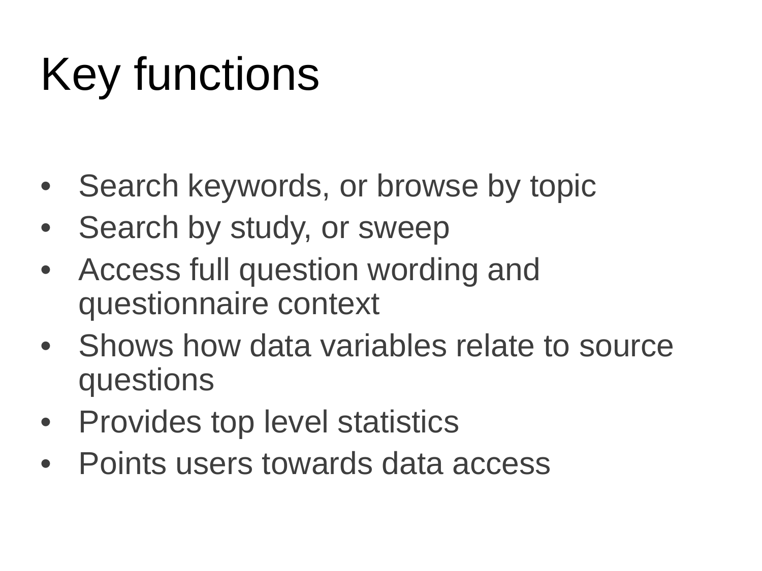# Key functions

- Search keywords, or browse by topic
- Search by study, or sweep
- Access full question wording and questionnaire context
- Shows how data variables relate to source questions
- Provides top level statistics
- Points users towards data access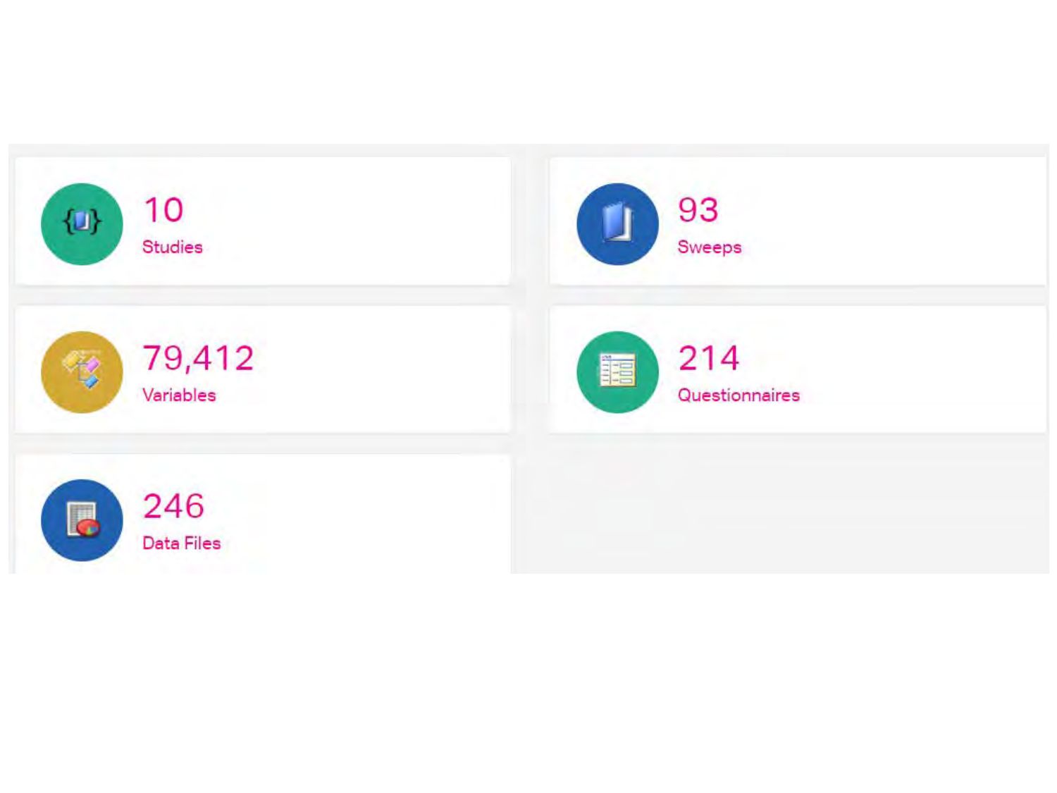10
Studies

93
Sweeps

79,412
Variables

214
Questionnaires

246
Data Files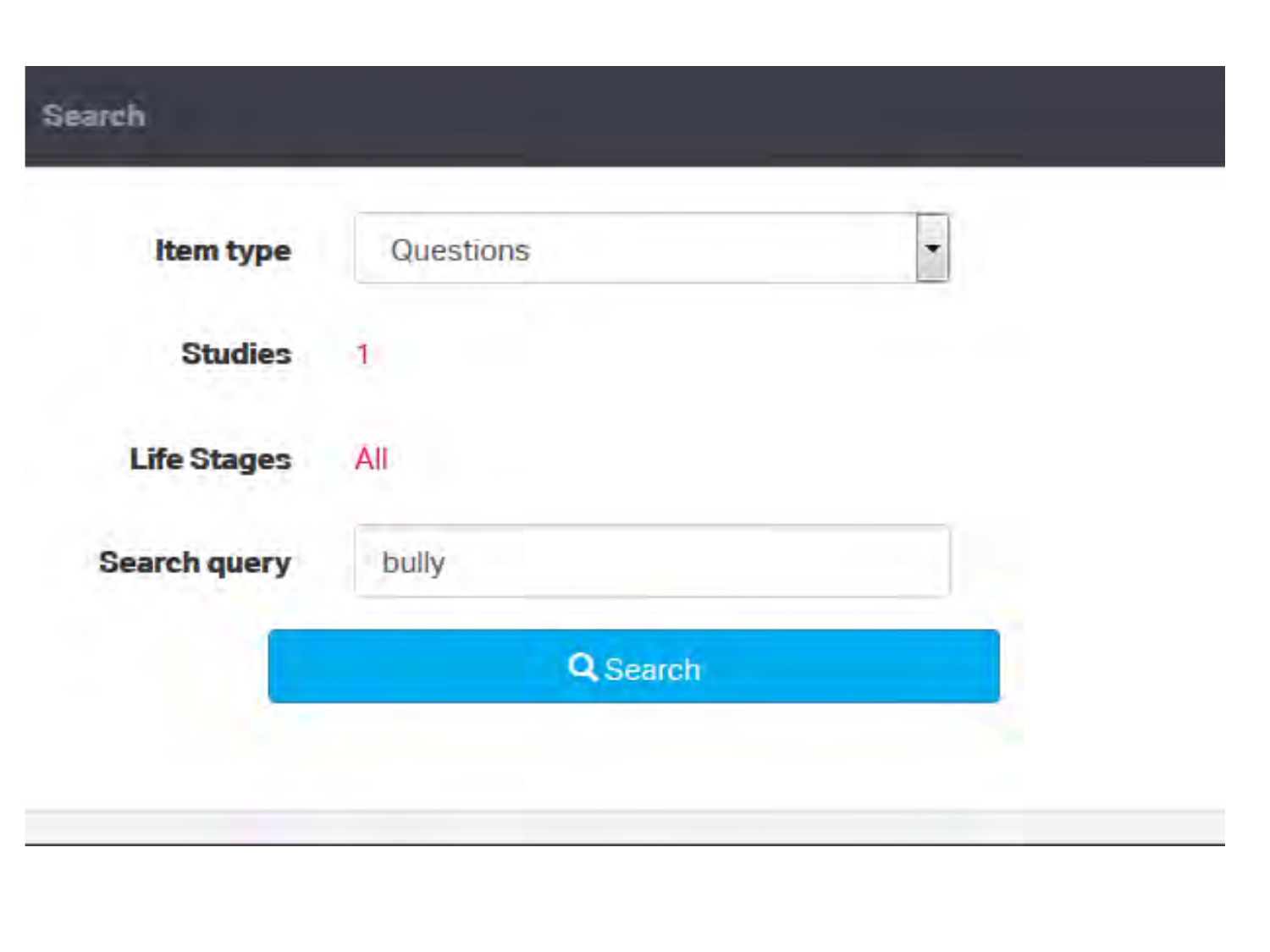## Search

| | |
|---|---|
| **Item type** | Questions |
| **Studies** | 1 |
| **Life Stages** | All |
| **Search query** | bully |

Search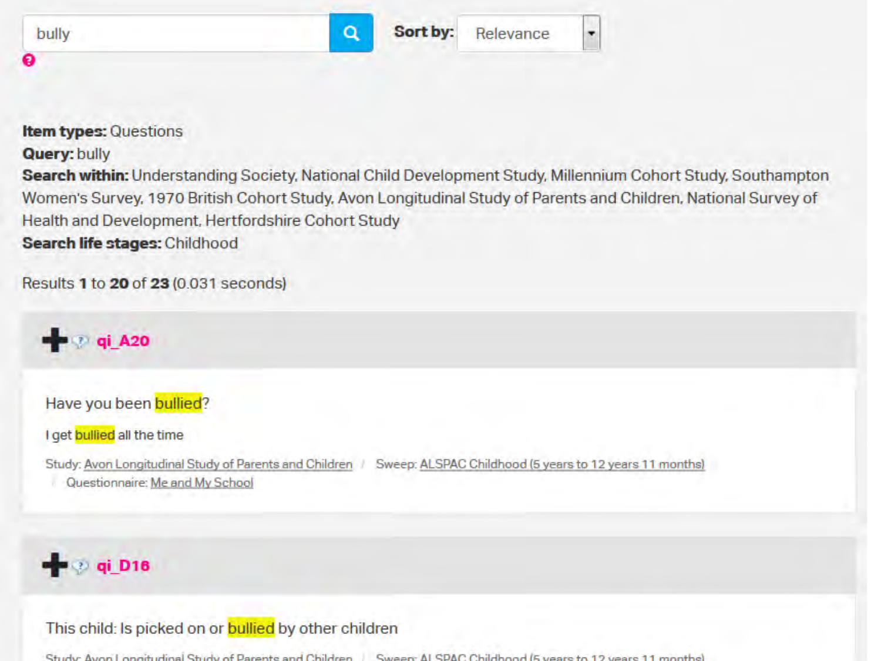bully

Sort by: Relevance

**Item types:** Questions
**Query:** bully
**Search within:** Understanding Society, National Child Development Study, Millennium Cohort Study, Southampton Women's Survey, 1970 British Cohort Study, Avon Longitudinal Study of Parents and Children, National Survey of Health and Development, Hertfordshire Cohort Study
**Search life stages:** Childhood

Results **1** to **20** of **23** (0.031 seconds)

**qi_A20**

Have you been bullied?

I get bullied all the time

Study: Avon Longitudinal Study of Parents and Children / Sweep: ALSPAC Childhood (5 years to 12 years 11 months) / Questionnaire: Me and My School

**qi_D16**

This child: Is picked on or bullied by other children

Study: Avon Longitudinal Study of Parents and Children / Sweep: ALSPAC Childhood (5 years to 12 years 11 months)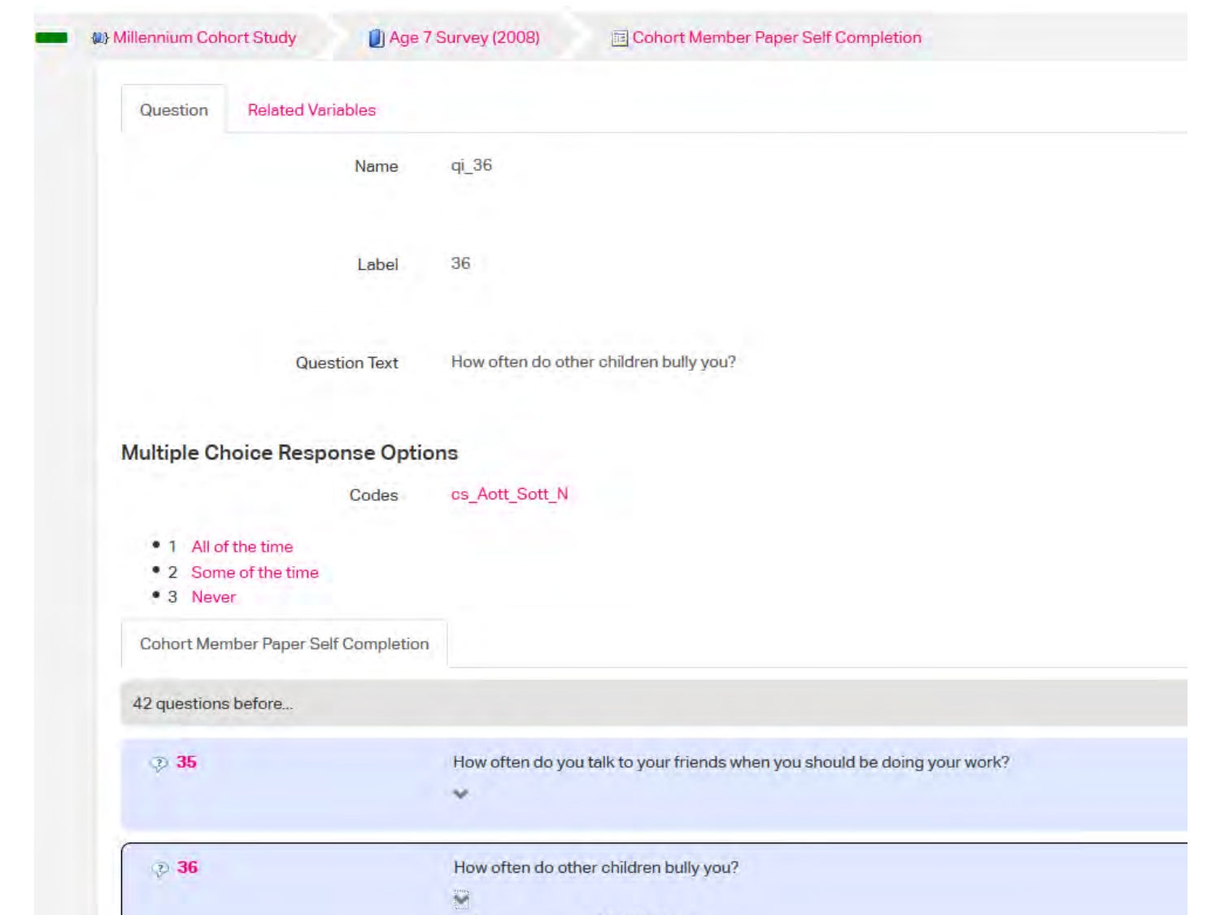Millennium Cohort Study > Age 7 Survey (2008) > Cohort Member Paper Self Completion

Question | Related Variables

| | |
|---|---|
| Name | qi_36 |
| Label | 36 |
| Question Text | How often do other children bully you? |

## Multiple Choice Response Options

Codes: cs_Aott_Sott_N

- 1 All of the time
- 2 Some of the time
- 3 Never

Cohort Member Paper Self Completion

42 questions before...

| | |
|---|---|
| 35 | How often do you talk to your friends when you should be doing your work? |
| 36 | How often do other children bully you? |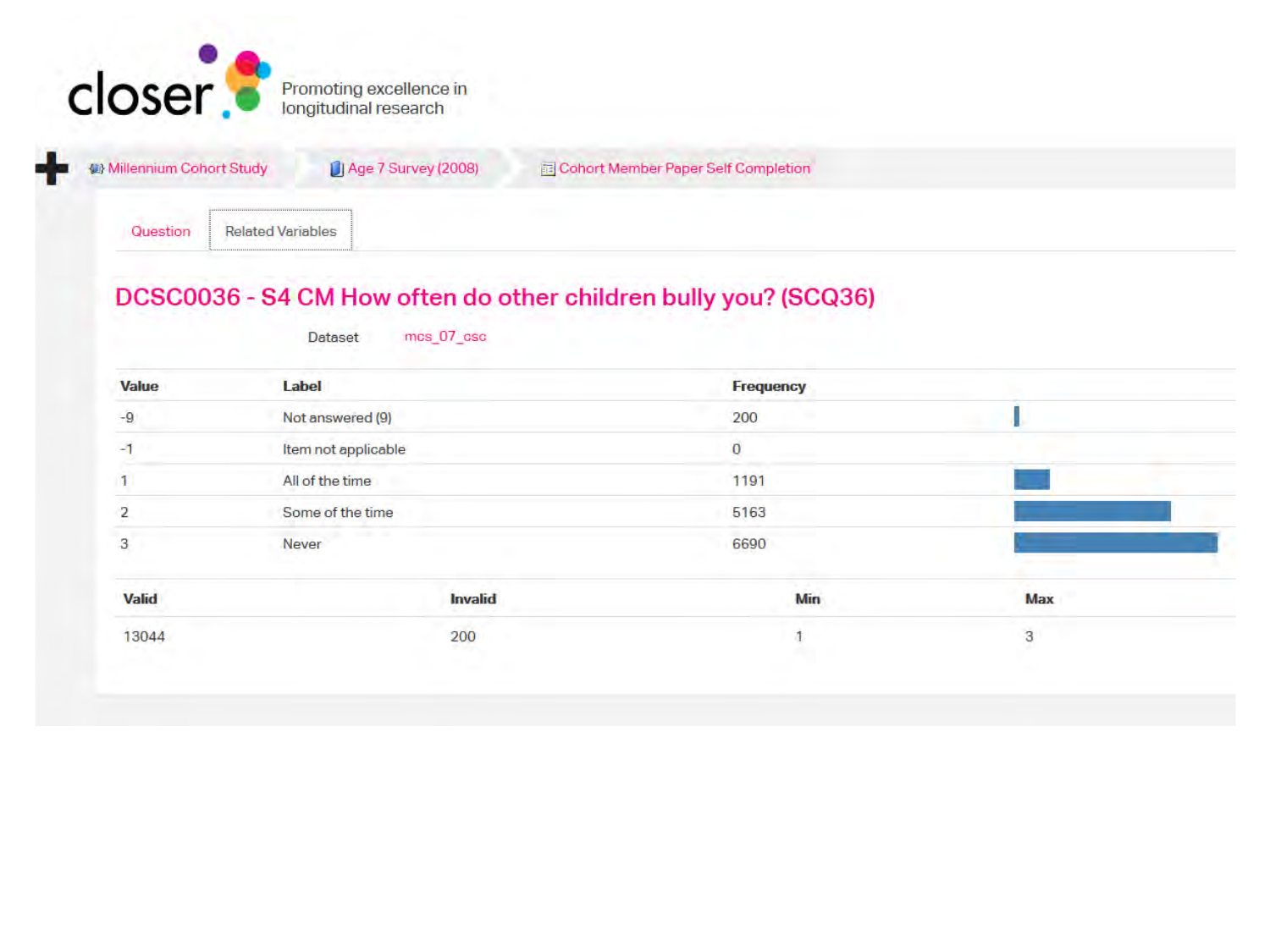closer

Promoting excellence in longitudinal research

Millennium Cohort Study › Age 7 Survey (2008) › Cohort Member Paper Self Completion

Question | Related Variables

## DCSC0036 - S4 CM How often do other children bully you? (SCQ36)

Dataset mcs_07_csc

| Value | Label | Frequency |
|---|---|---|
| -9 | Not answered (9) | 200 |
| -1 | Item not applicable | 0 |
| 1 | All of the time | 1191 |
| 2 | Some of the time | 5163 |
| 3 | Never | 6690 |

| Valid | Invalid | Min | Max |
|---|---|---|---|
| 13044 | 200 | 1 | 3 |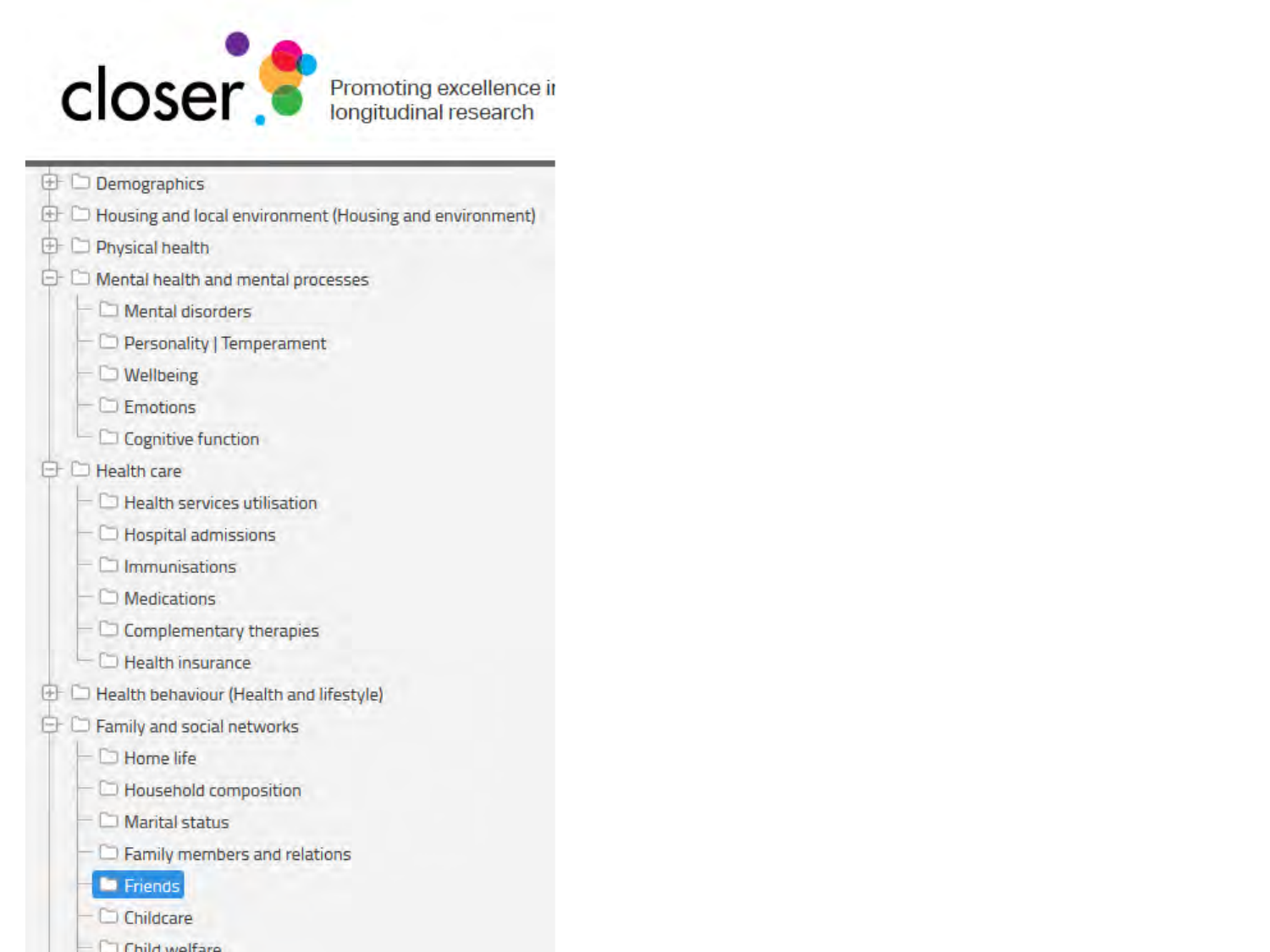closer

Promoting excellence i
longitudinal research

- Demographics
- Housing and local environment (Housing and environment)
- Physical health
- Mental health and mental processes
  - Mental disorders
  - Personality | Temperament
  - Wellbeing
  - Emotions
  - Cognitive function
- Health care
  - Health services utilisation
  - Hospital admissions
  - Immunisations
  - Medications
  - Complementary therapies
  - Health insurance
- Health behaviour (Health and lifestyle)
- Family and social networks
  - Home life
  - Household composition
  - Marital status
  - Family members and relations
  - **Friends**
  - Childcare
  - Child welfare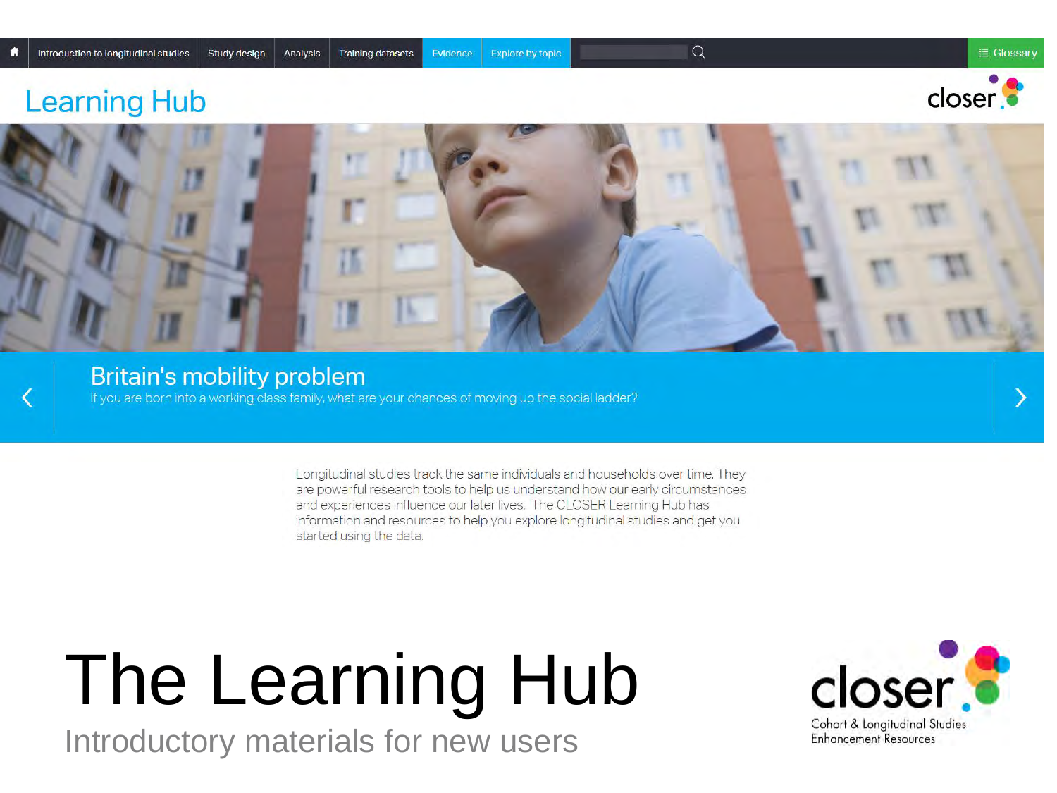Introduction to longitudinal studies | Study design | Analysis | Training datasets | Evidence | Explore by topic | Glossary

## Learning Hub

closer

### Britain's mobility problem

If you are born into a working class family, what are your chances of moving up the social ladder?

Longitudinal studies track the same individuals and households over time. They are powerful research tools to help us understand how our early circumstances and experiences influence our later lives. The CLOSER Learning Hub has information and resources to help you explore longitudinal studies and get you started using the data.

# The Learning Hub

Introductory materials for new users

closer

Cohort & Longitudinal Studies Enhancement Resources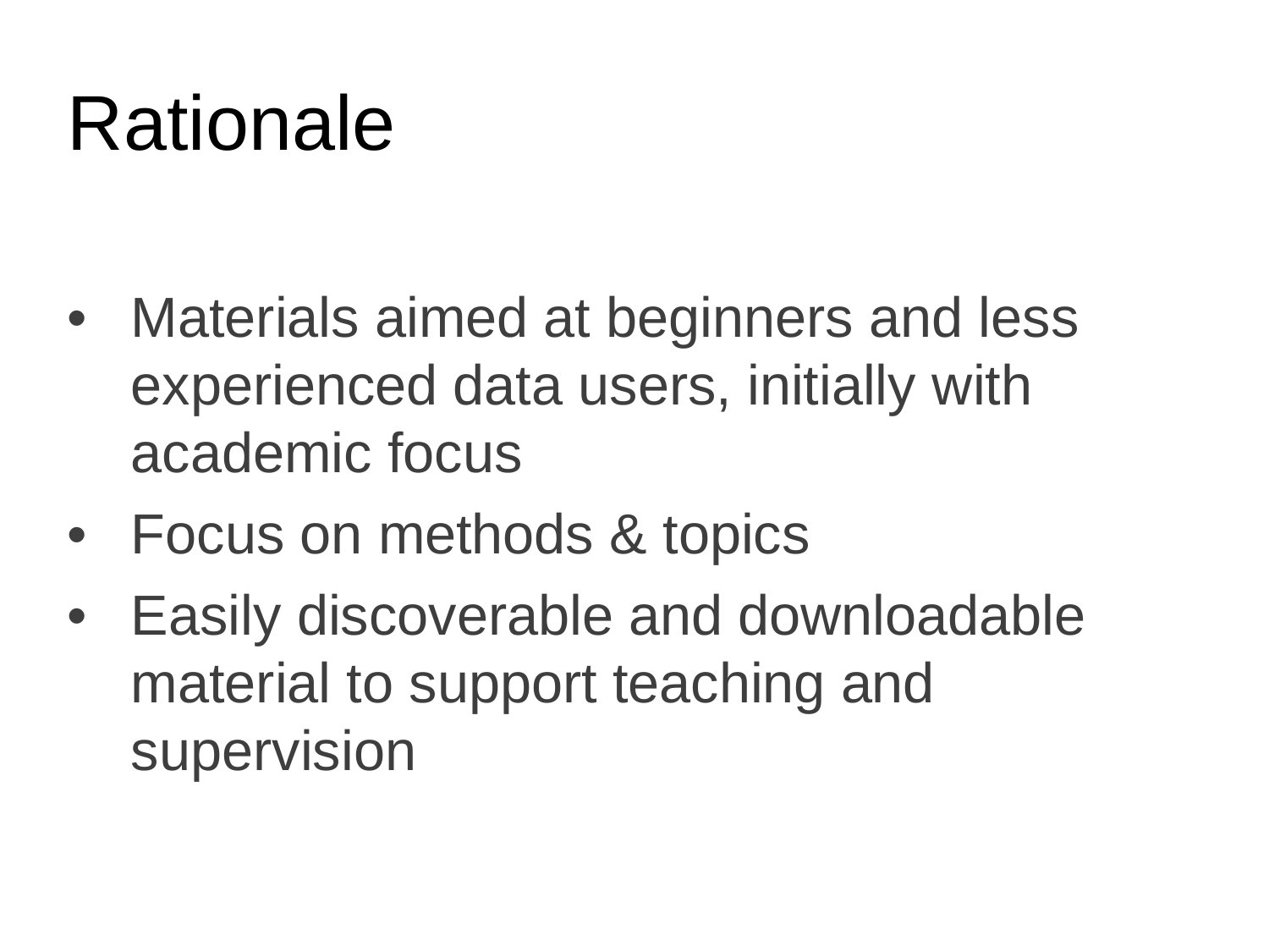# Rationale

- Materials aimed at beginners and less experienced data users, initially with academic focus
- Focus on methods & topics
- Easily discoverable and downloadable material to support teaching and supervision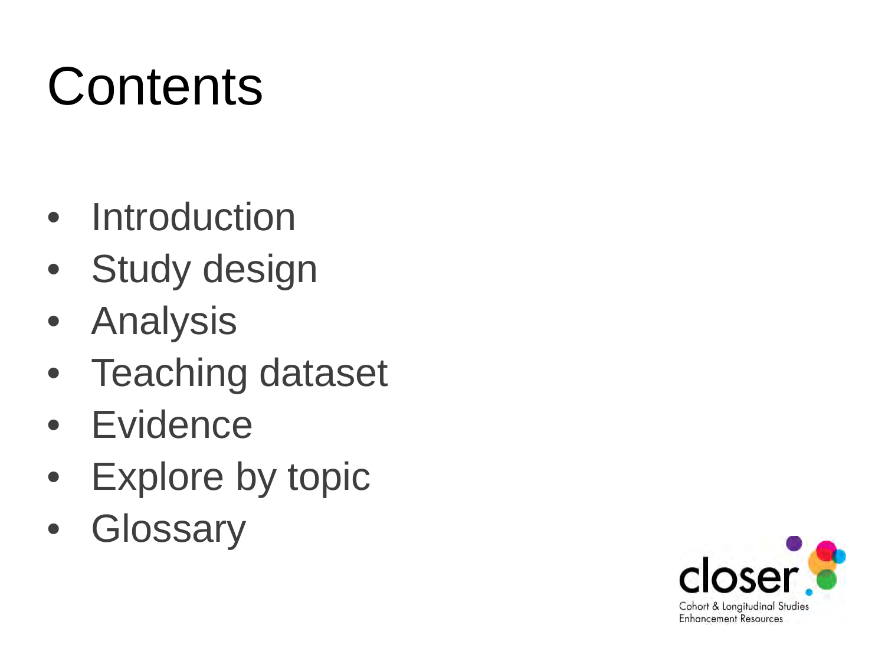# Contents

- Introduction
- Study design
- Analysis
- Teaching dataset
- Evidence
- Explore by topic
- Glossary

closer

Cohort & Longitudinal Studies Enhancement Resources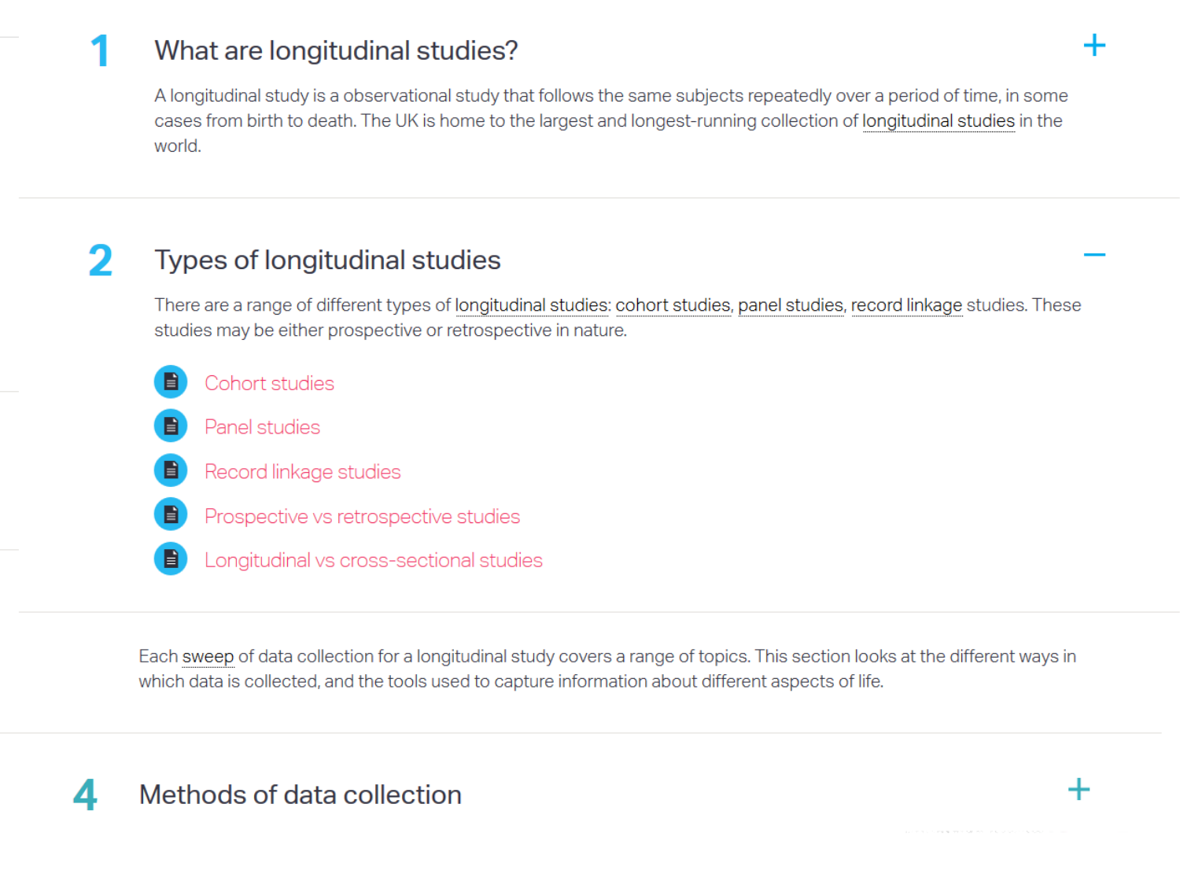## 1 What are longitudinal studies?

A longitudinal study is a observational study that follows the same subjects repeatedly over a period of time, in some cases from birth to death. The UK is home to the largest and longest-running collection of longitudinal studies in the world.

## 2 Types of longitudinal studies

There are a range of different types of longitudinal studies: cohort studies, panel studies, record linkage studies. These studies may be either prospective or retrospective in nature.

- Cohort studies
- Panel studies
- Record linkage studies
- Prospective vs retrospective studies
- Longitudinal vs cross-sectional studies

Each sweep of data collection for a longitudinal study covers a range of topics. This section looks at the different ways in which data is collected, and the tools used to capture information about different aspects of life.

## 4 Methods of data collection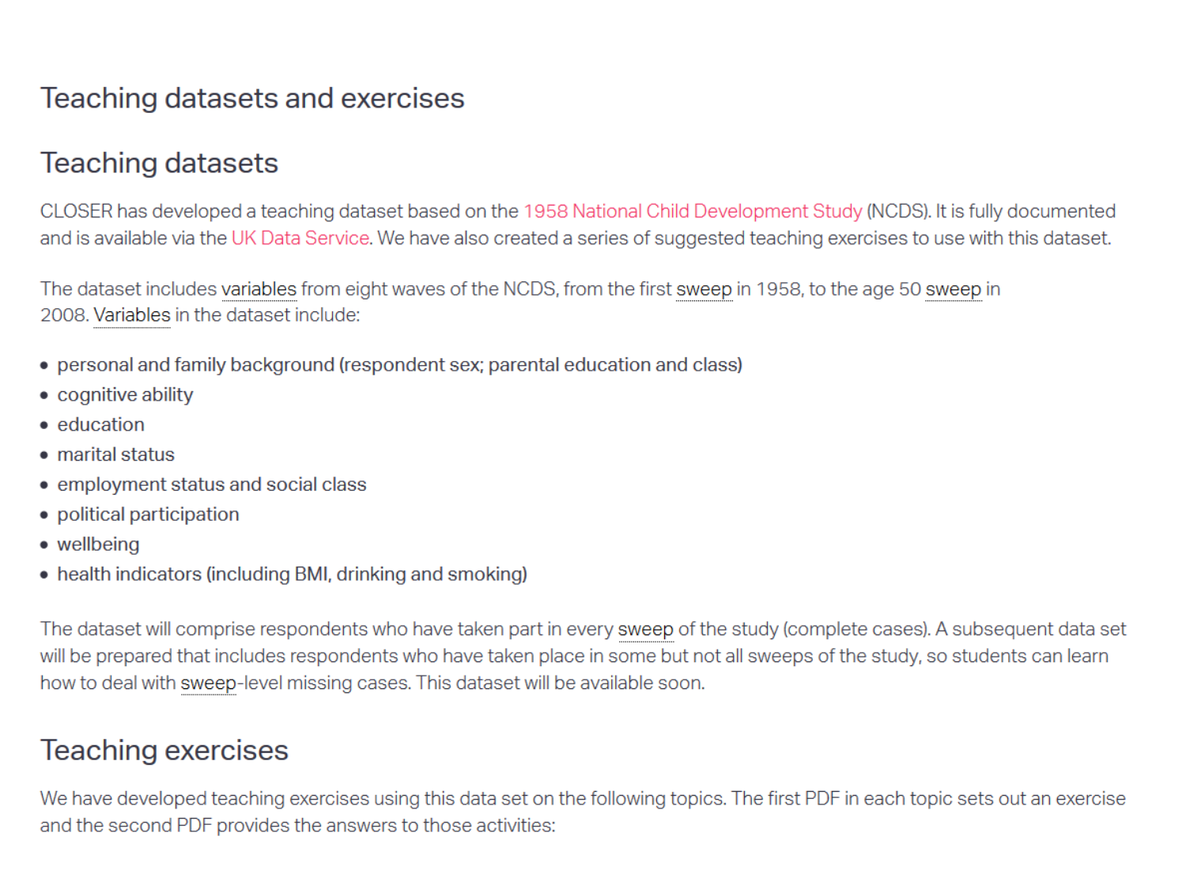# Teaching datasets and exercises

## Teaching datasets

CLOSER has developed a teaching dataset based on the 1958 National Child Development Study (NCDS). It is fully documented and is available via the UK Data Service. We have also created a series of suggested teaching exercises to use with this dataset.

The dataset includes variables from eight waves of the NCDS, from the first sweep in 1958, to the age 50 sweep in 2008. Variables in the dataset include:

- personal and family background (respondent sex; parental education and class)
- cognitive ability
- education
- marital status
- employment status and social class
- political participation
- wellbeing
- health indicators (including BMI, drinking and smoking)

The dataset will comprise respondents who have taken part in every sweep of the study (complete cases). A subsequent data set will be prepared that includes respondents who have taken place in some but not all sweeps of the study, so students can learn how to deal with sweep-level missing cases. This dataset will be available soon.

## Teaching exercises

We have developed teaching exercises using this data set on the following topics. The first PDF in each topic sets out an exercise and the second PDF provides the answers to those activities: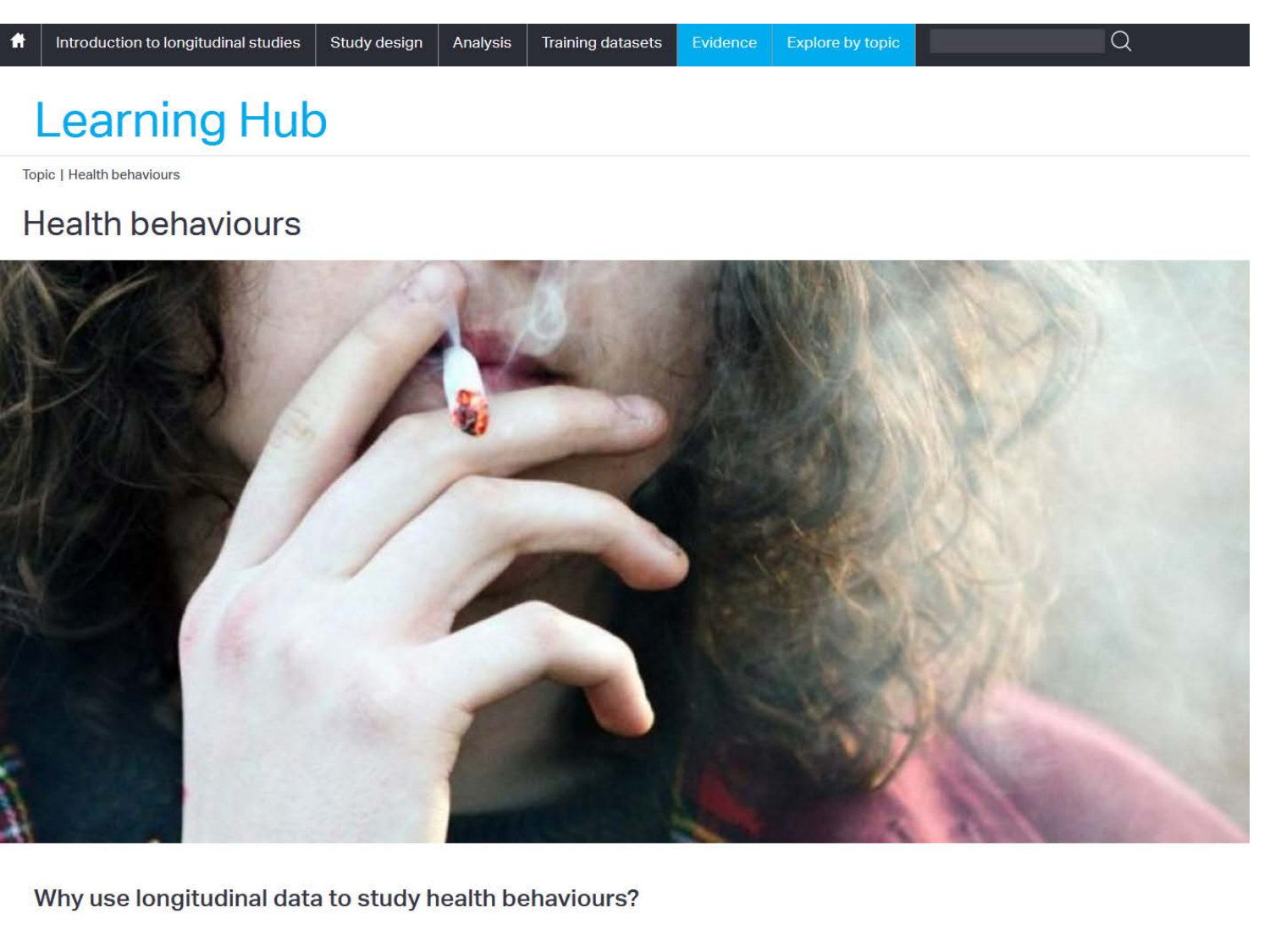Introduction to longitudinal studies | Study design | Analysis | Training datasets | Evidence | Explore by topic

# Learning Hub

Topic | Health behaviours

## Health behaviours

### Why use longitudinal data to study health behaviours?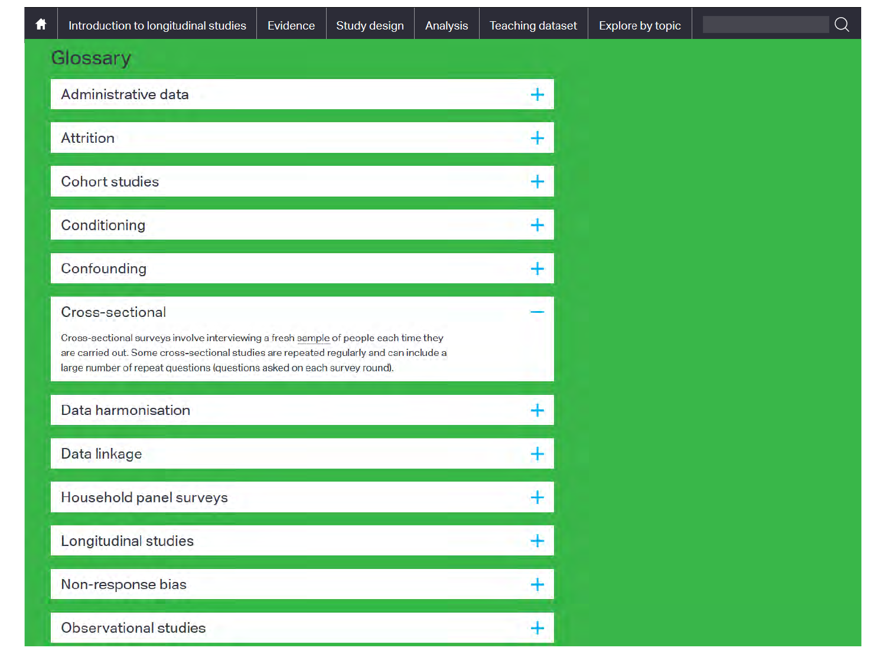Introduction to longitudinal studies | Evidence | Study design | Analysis | Teaching dataset | Explore by topic

# Glossary

Administrative data +

Attrition +

Cohort studies +

Conditioning +

Confounding +

Cross-sectional −

Cross-sectional surveys involve interviewing a fresh sample of people each time they are carried out. Some cross-sectional studies are repeated regularly and can include a large number of repeat questions (questions asked on each survey round).

Data harmonisation +

Data linkage +

Household panel surveys +

Longitudinal studies +

Non-response bias +

Observational studies +